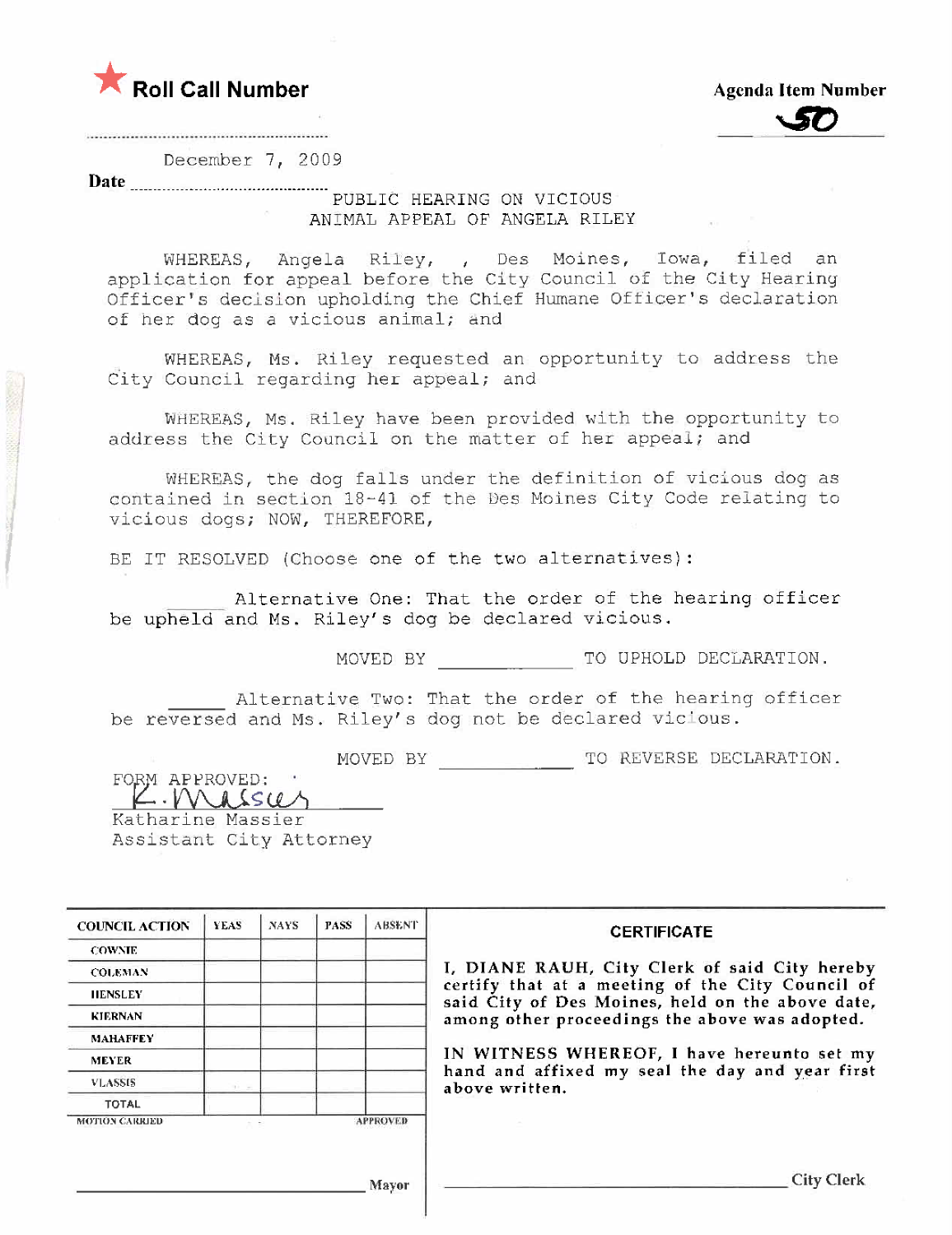★ **Roll Call Number**

**Agenda Item Number**

50

**Date** December 7, 2009

PUBLIC HEARING ON VICIOUS ANIMAL APPEAL OF ANGELA RILEY

WHEREAS, Angela Riley, , Des Moines, Iowa, filed an application for appeal before the City Council of the City Hearing Officer's decision upholding the Chief Humane Officer's declaration of her dog as a vicious animal; and

WHEREAS, Ms. Riley requested an opportunity to address the City Council regarding her appeal; and

WHEREAS, Ms. Riley have been provided with the opportunity to address the City Council on the matter of her appeal; and

WHEREAS, the dog falls under the definition of vicious dog as contained in section 18-41 of the Des Moines City Code relating to vicious dogs; NOW, THEREFORE,

BE IT RESOLVED (Choose one of the two alternatives):

_____ Alternative One: That the order of the hearing officer be upheld and Ms. Riley's dog be declared vicious.

MOVED BY ____________ TO UPHOLD DECLARATION.

_____ Alternative Two: That the order of the hearing officer be reversed and Ms. Riley's dog not be declared vicious.

MOVED BY ____________ TO REVERSE DECLARATION.

FORM APPROVED:

K. Massier

Katharine Massier
Assistant City Attorney

| COUNCIL ACTION | YEAS | NAYS | PASS | ABSENT |
|---|---|---|---|---|
| COWNIE | | | | |
| COLEMAN | | | | |
| HENSLEY | | | | |
| KIERNAN | | | | |
| MAHAFFEY | | | | |
| MEYER | | | | |
| VLASSIS | | | | |
| TOTAL | | | | |

MOTION CARRIED APPROVED

_______________________________ Mayor

**CERTIFICATE**

**I, DIANE RAUH, City Clerk of said City hereby certify that at a meeting of the City Council of said City of Des Moines, held on the above date, among other proceedings the above was adopted.**

**IN WITNESS WHEREOF, I have hereunto set my hand and affixed my seal the day and year first above written.**

_______________________________ City Clerk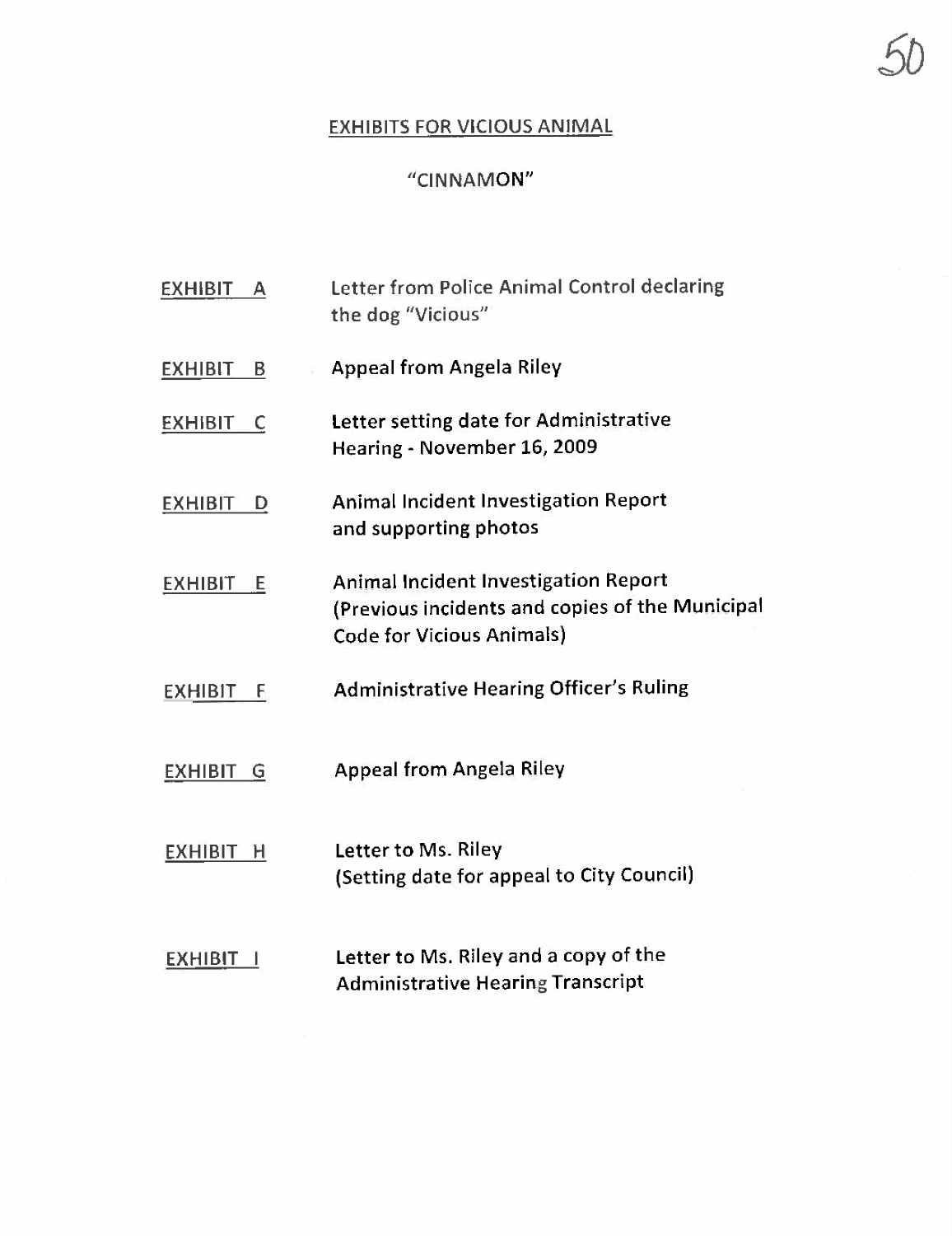# EXHIBITS FOR VICIOUS ANIMAL

## "CINNAMON"

| | |
|---|---|
| EXHIBIT A | Letter from Police Animal Control declaring the dog "Vicious" |
| EXHIBIT B | Appeal from Angela Riley |
| EXHIBIT C | Letter setting date for Administrative Hearing - November 16, 2009 |
| EXHIBIT D | Animal Incident Investigation Report and supporting photos |
| EXHIBIT E | Animal Incident Investigation Report (Previous incidents and copies of the Municipal Code for Vicious Animals) |
| EXHIBIT F | Administrative Hearing Officer's Ruling |
| EXHIBIT G | Appeal from Angela Riley |
| EXHIBIT H | Letter to Ms. Riley (Setting date for appeal to City Council) |
| EXHIBIT I | Letter to Ms. Riley and a copy of the Administrative Hearing Transcript |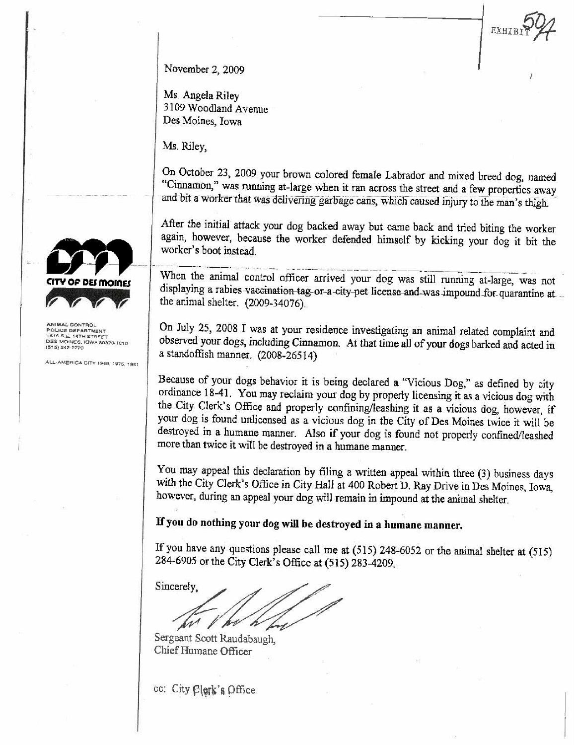EXHIBIT 5A

November 2, 2009

Ms. Angela Riley
3109 Woodland Avenue
Des Moines, Iowa

Ms. Riley,

On October 23, 2009 your brown colored female Labrador and mixed breed dog, named "Cinnamon," was running at-large when it ran across the street and a few properties away and bit a worker that was delivering garbage cans, which caused injury to the man's thigh.

After the initial attack your dog backed away but came back and tried biting the worker again, however, because the worker defended himself by kicking your dog it bit the worker's boot instead.

When the animal control officer arrived your dog was still running at-large, was not displaying a rabies vaccination tag or a city pet license and was impound for quarantine at the animal shelter. (2009-34076).

On July 25, 2008 I was at your residence investigating an animal related complaint and observed your dogs, including Cinnamon. At that time all of your dogs barked and acted in a standoffish manner. (2008-26514)

Because of your dogs behavior it is being declared a "Vicious Dog," as defined by city ordinance 18-41. You may reclaim your dog by properly licensing it as a vicious dog with the City Clerk's Office and properly confining/leashing it as a vicious dog, however, if your dog is found unlicensed as a vicious dog in the City of Des Moines twice it will be destroyed in a humane manner. Also if your dog is found not properly confined/leashed more than twice it will be destroyed in a humane manner.

You may appeal this declaration by filing a written appeal within three (3) business days with the City Clerk's Office in City Hall at 400 Robert D. Ray Drive in Des Moines, Iowa, however, during an appeal your dog will remain in impound at the animal shelter.

**If you do nothing your dog will be destroyed in a humane manner.**

If you have any questions please call me at (515) 248-6052 or the animal shelter at (515) 284-6905 or the City Clerk's Office at (515) 283-4209.

Sincerely,

Sergeant Scott Raudabaugh,
Chief Humane Officer

cc: City Clerk's Office

CITY OF DES MOINES

ANIMAL CONTROL
POLICE DEPARTMENT
1615 S.E. 14TH STREET
DES MOINES, IOWA 50320-1010
(515) 242-2720

ALL-AMERICA CITY 1949, 1976, 1981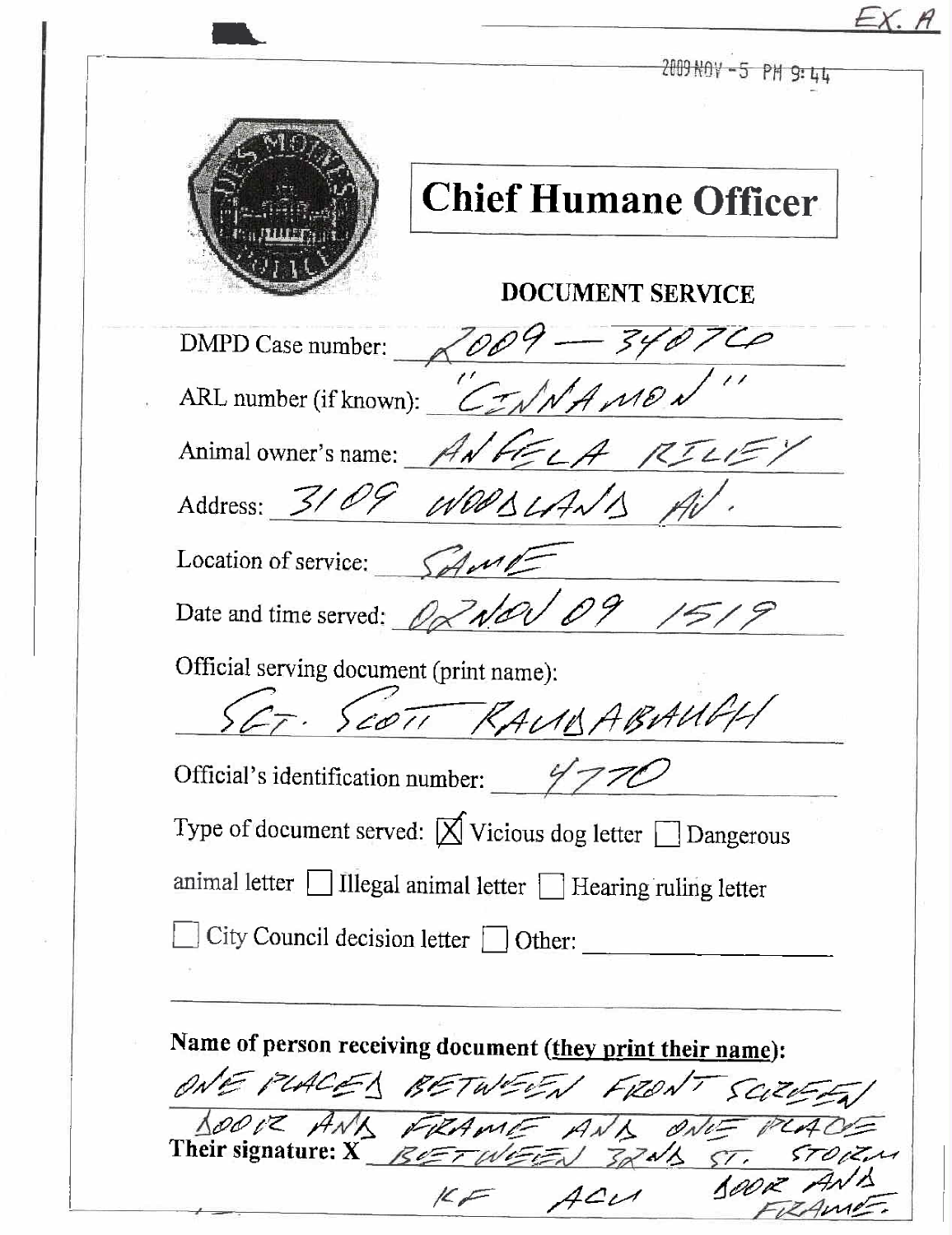EX. A

2009 NOV -5 PM 9:44

# Chief Humane Officer

## DOCUMENT SERVICE

DMPD Case number: 2009 — 340760

ARL number (if known): "CINNAMON"

Animal owner's name: ANGELA RILEY

Address: 3109 WOODLAND AV.

Location of service: SAME

Date and time served: 02 NOV 09 1519

Official serving document (print name):

SGT. SCOTT RAUDABAUGH

Official's identification number: 4770

Type of document served: [X] Vicious dog letter [ ] Dangerous animal letter [ ] Illegal animal letter [ ] Hearing ruling letter [ ] City Council decision letter [ ] Other: ______________

**Name of person receiving document (they print their name):**

ONE PLACED BETWEEN FRONT SCREEN DOOR AND FRAME AND ONE PLACE

**Their signature: X** BETWEEN 32ND ST. STORM DOOR AND FRAME.

KF ACU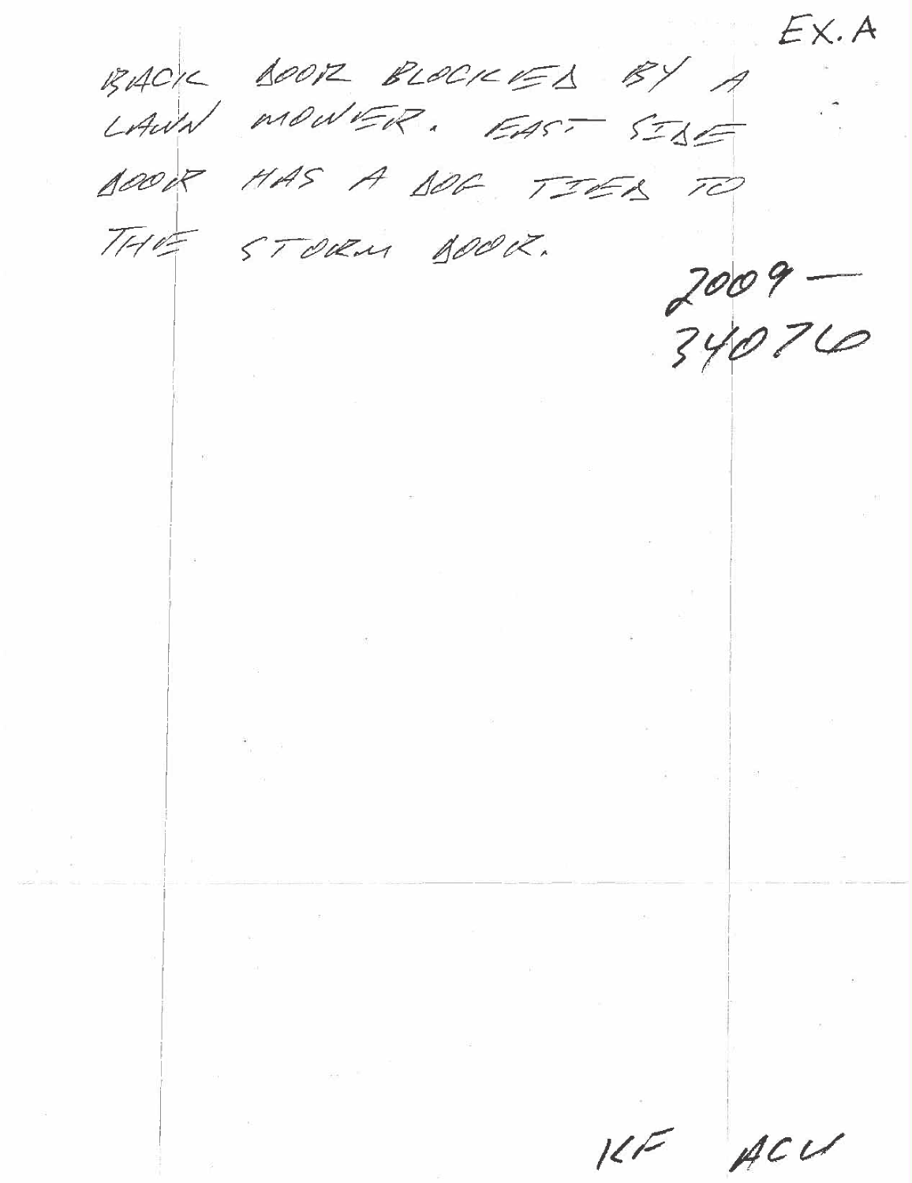EX. A

BACK DOOR BLOCKED BY A LAWN MOWER. EAST SIDE DOOR HAS A DOG TIED TO THE STORM DOOR.

2009 — 340760

KF ACU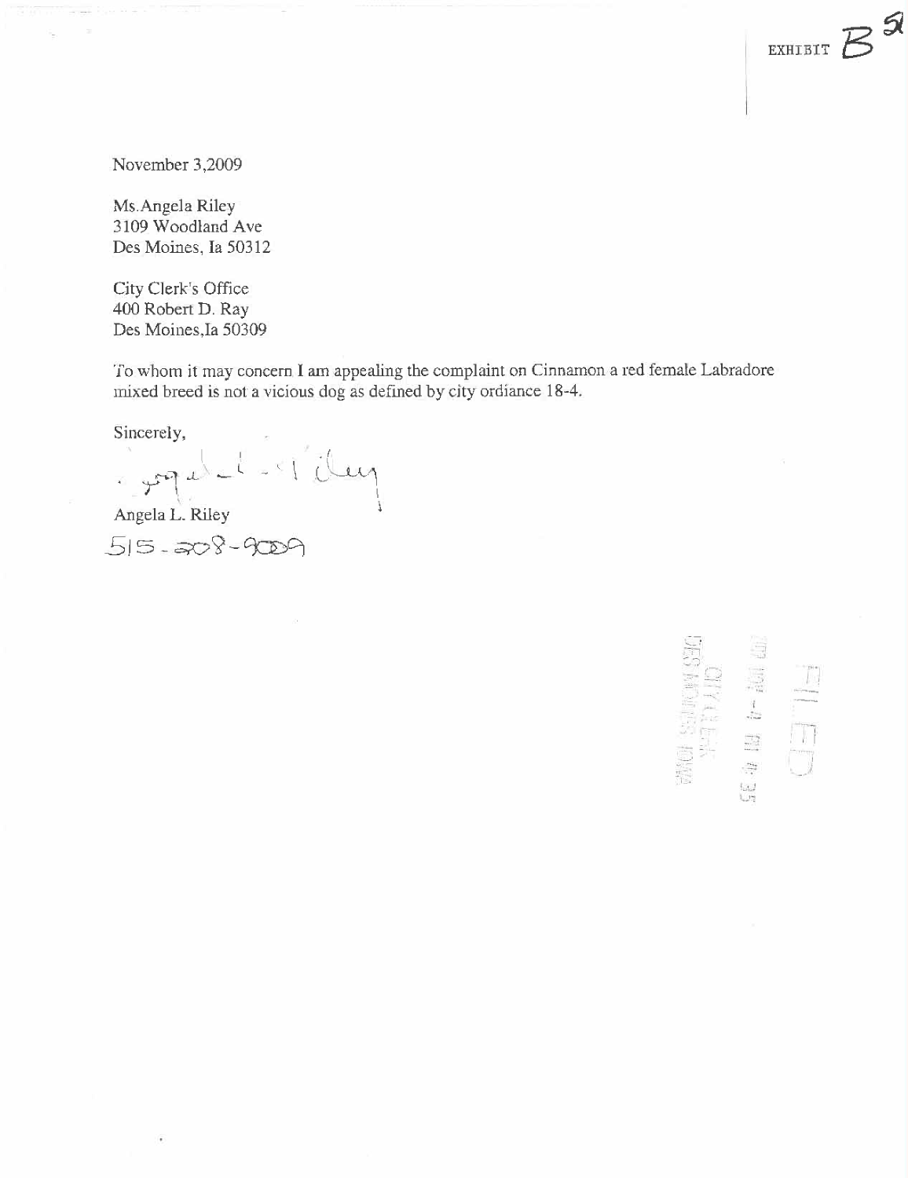EXHIBIT B 5

November 3,2009

Ms.Angela Riley
3109 Woodland Ave
Des Moines, Ia 50312

City Clerk's Office
400 Robert D. Ray
Des Moines,Ia 50309

To whom it may concern I am appealing the complaint on Cinnamon a red female Labradore mixed breed is not a vicious dog as defined by city ordiance 18-4.

Sincerely,

Angela L. Riley

515-208-9009

FILED
2009 NOV -4 PM 4:35
CITY CLERK
DES MOINES, IOWA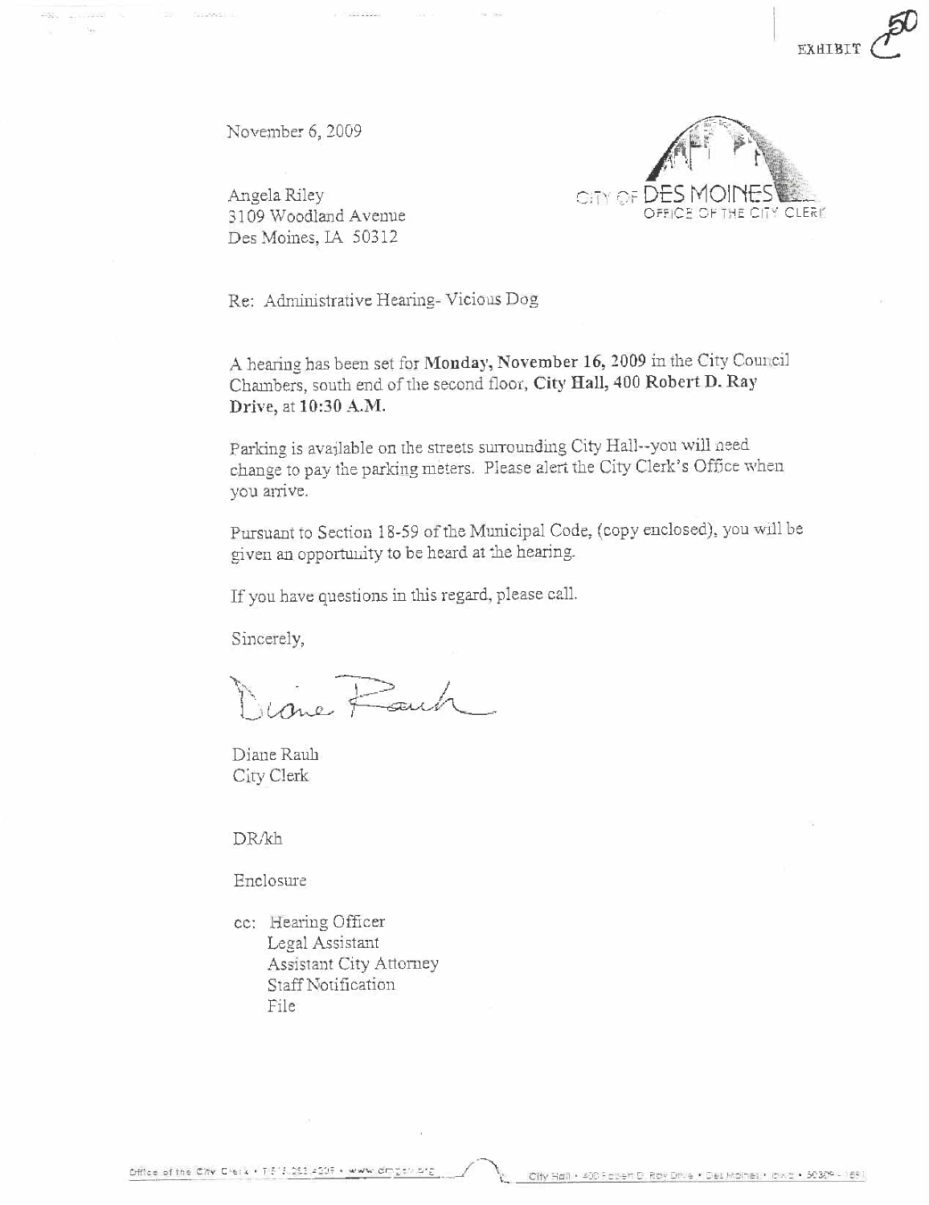EXHIBIT C50

November 6, 2009

Angela Riley
3109 Woodland Avenue
Des Moines, IA 50312

CITY OF DES MOINES
OFFICE OF THE CITY CLERK

Re: Administrative Hearing- Vicious Dog

A hearing has been set for **Monday, November 16, 2009** in the City Council Chambers, south end of the second floor, **City Hall, 400 Robert D. Ray Drive**, at **10:30 A.M.**

Parking is available on the streets surrounding City Hall--you will need change to pay the parking meters. Please alert the City Clerk's Office when you arrive.

Pursuant to Section 18-59 of the Municipal Code, (copy enclosed), you will be given an opportunity to be heard at the hearing.

If you have questions in this regard, please call.

Sincerely,

Diane Rauh

Diane Rauh
City Clerk

DR/kh

Enclosure

cc: Hearing Officer
Legal Assistant
Assistant City Attorney
Staff Notification
File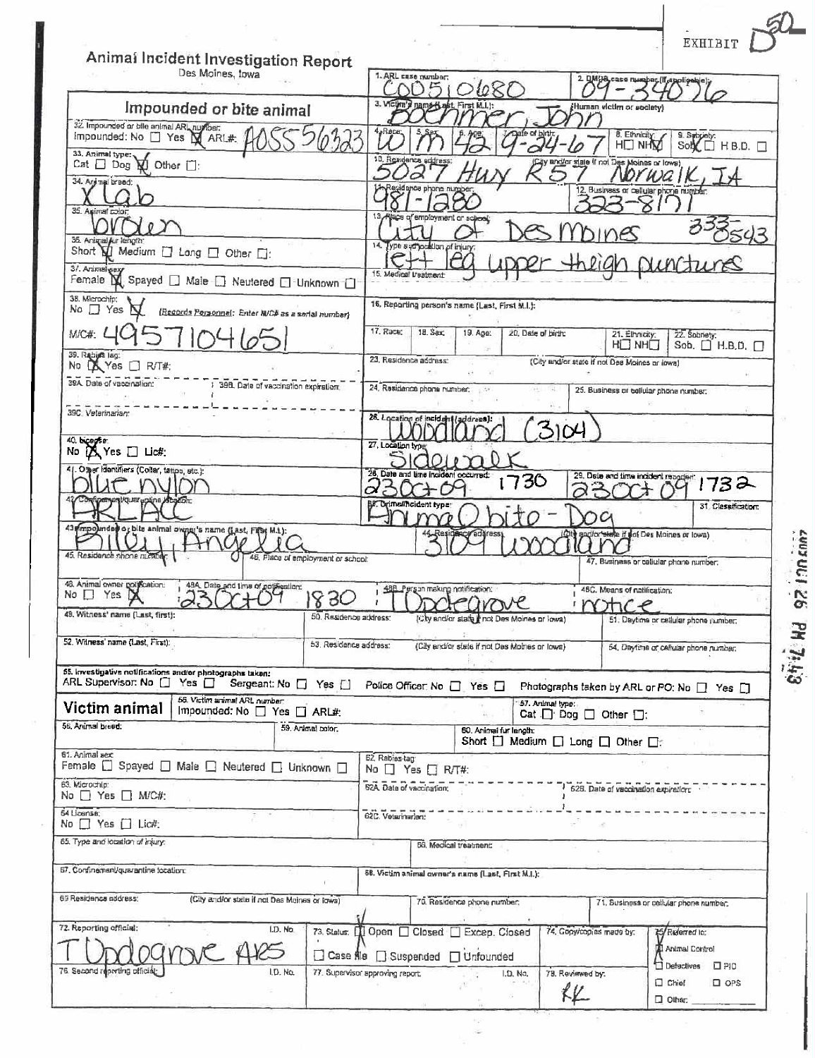EXHIBIT D50

# Animal Incident Investigation Report

Des Moines, Iowa

1. ARL case number: C00510680
2. DMPD case number (if applicable): 09-34076

## Impounded or bite animal

3. Victim's name (Last, First M.I.): Boehmer, John (Human victim or society)

4. Race: W  5. Sex: M  6. Age: 42  7. Date of birth: 9-24-67  8. Ethnicity: H ☐ NH ☒  9. Sobriety: Sob ☒ H.B.D. ☐

10. Residence address: 5027 Hwy R57 (City and/or state if not Des Moines or Iowa) Norwalk, IA

11. Residence phone number: 981-1280
12. Business or cellular phone number: 323-8171

13. Place of employment or school: City of Des Moines 333-8543

14. Type and location of injury: left leg upper theigh punctures

15. Medical treatment:

16. Reporting person's name (Last, First M.I.):

17. Race:  18. Sex:  19. Age:  20. Date of birth:  21. Ethnicity: H ☐ NH ☐  22. Sobriety: Sob. ☐ H.B.D. ☐

23. Residence address: (City and/or state if not Des Moines or Iowa)

24. Residence phone number:  25. Business or cellular phone number:

26. Location of incident (address): Woodland (3104)

27. Location type: Sidewalk

28. Date and time incident occurred: 23Oct09 1730

29. Date and time incident reported: 23Oct09 1732

30. Crime/Incident type: Animal bite - Dog

31. Classification:

32. Impounded or bite animal ARL number: Impounded: No ☐ Yes ☒ ARL#: A0556323

33. Animal type: Cat ☐ Dog ☒ Other ☐:

34. Animal breed: X Lab

35. Animal color: brown

36. Animal fur length: Short ☒ Medium ☐ Long ☐ Other ☐:

37. Animal sex: Female ☒ Spayed ☐ Male ☐ Neutered ☐ Unknown ☐

38. Microchip: No ☐ Yes ☒ (Records Personnel: Enter M/C# as a serial number)

M/C#: 4957104651

39. Rabies tag: No ☒ Yes ☐ R/T#:

39A. Date of vaccination:  39B. Date of vaccination expiration:

39C. Veterinarian:

40. License: No ☒ Yes ☐ Lic#:

41. Other identifiers (Collar, tattoo, etc.): blue nylon

42. Confinement/quarantine location: ARLACC

43. Impounded or bite animal owner's name (Last, First M.I.): Billy, Angelia

44. Residence address: 3104 Woodland (City and/or state if not Des Moines or Iowa)

45. Residence phone number:  46. Place of employment or school:  47. Business or cellular phone number:

48. Animal owner notification: No ☐ Yes ☒

48A. Date and time of notification: 23Oct09 1830

48B. Person making notification: T Updegrove

48C. Means of notification: notice

49. Witness' name (Last, first):  50. Residence address: (City and/or state if not Des Moines or Iowa)  51. Daytime or cellular phone number:

52. Witness' name (Last, First):  53. Residence address: (City and/or state if not Des Moines or Iowa)  54. Daytime or cellular phone number:

55. Investigative notifications and/or photographs taken: ARL Supervisor: No ☐ Yes ☐  Sergeant: No ☐ Yes ☐  Police Officer: No ☐ Yes ☐  Photographs taken by ARL or PO: No ☐ Yes ☐

## Victim animal

56. Victim animal ARL number: Impounded: No ☐ Yes ☐ ARL#:

57. Animal type: Cat ☐ Dog ☐ Other ☐:

58. Animal breed:  59. Animal color:  60. Animal fur length: Short ☐ Medium ☐ Long ☐ Other ☐:

61. Animal sex: Female ☐ Spayed ☐ Male ☐ Neutered ☐ Unknown ☐

62. Rabies tag: No ☐ Yes ☐ R/T#:

62A. Date of vaccination:  62B. Date of vaccination expiration:

62C. Veterinarian:

63. Microchip: No ☐ Yes ☐ M/C#:

64. License: No ☐ Yes ☐ Lic#:

65. Type and location of injury:  66. Medical treatment:

67. Confinement/quarantine location:  68. Victim animal owner's name (Last, First M.I.):

69. Residence address: (City and/or state if not Des Moines or Iowa)  70. Residence phone number:  71. Business or cellular phone number:

72. Reporting official: T Updegrove ARS  I.D. No.

73. Status: ☒ Open ☐ Closed ☐ Excep. Closed ☐ Case file ☐ Suspended ☐ Unfounded

74. Copy/copies made by:

75. Referred to: ☒ Animal Control ☐ Detectives ☐ PIO ☐ Chief ☐ OPS ☐ Other:

76. Second reporting official:  I.D. No.

77. Supervisor approving report:  I.D. No.

78. Reviewed by: KK